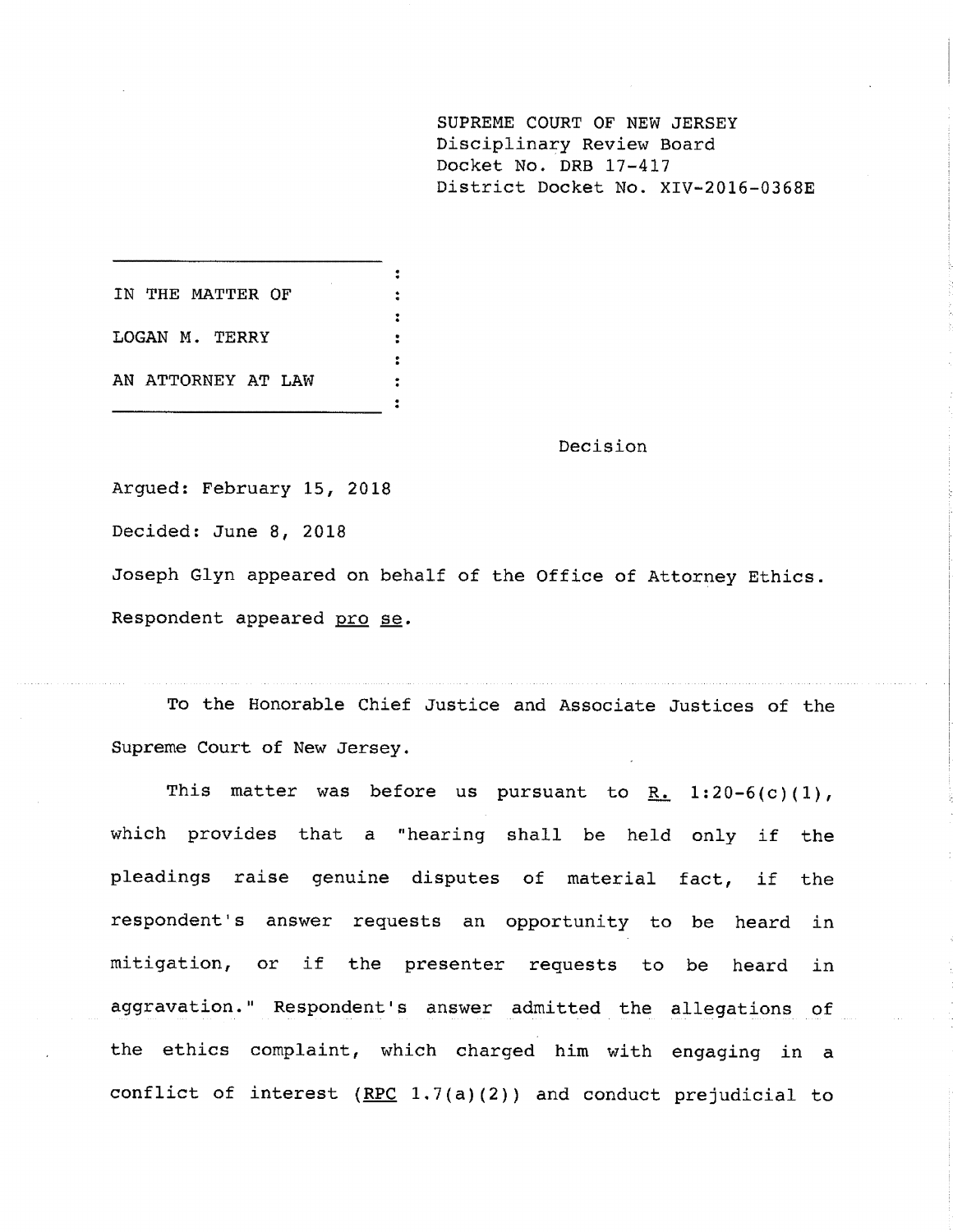SUPREME COURT OF NEW JERSEY
Disciplinary Review Board
Docket No. DRB 17-417
District Docket No. XIV-2016-0368E

IN THE MATTER OF

LOGAN M. TERRY

AN ATTORNEY AT LAW

Decision

Argued: February 15, 2018

Decided: June 8, 2018

Joseph Glyn appeared on behalf of the Office of Attorney Ethics.

Respondent appeared pro se.

To the Honorable Chief Justice and Associate Justices of the Supreme Court of New Jersey.

This matter was before us pursuant to R. 1:20-6(c)(1), which provides that a "hearing shall be held only if the pleadings raise genuine disputes of material fact, if the respondent's answer requests an opportunity to be heard in mitigation, or if the presenter requests to be heard in aggravation." Respondent's answer admitted the allegations of the ethics complaint, which charged him with engaging in a conflict of interest (RPC 1.7(a)(2)) and conduct prejudicial to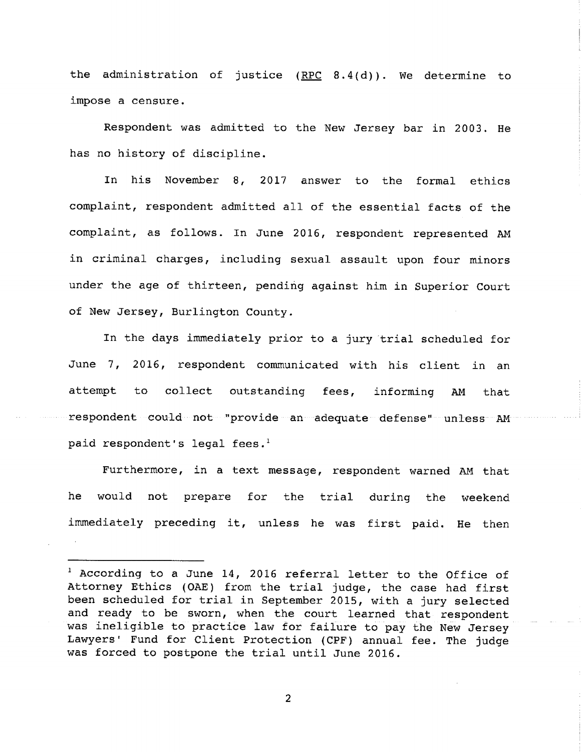the administration of justice (RPC 8.4(d)). We determine to impose a censure.

Respondent was admitted to the New Jersey bar in 2003. He has no history of discipline.

In his November 8, 2017 answer to the formal ethics complaint, respondent admitted all of the essential facts of the complaint, as follows. In June 2016, respondent represented AM in criminal charges, including sexual assault upon four minors under the age of thirteen, pending against him in Superior Court of New Jersey, Burlington County.

In the days immediately prior to a jury trial scheduled for June 7, 2016, respondent communicated with his client in an attempt to collect outstanding fees, informing AM that respondent could not "provide an adequate defense" unless AM paid respondent's legal fees.[1]

Furthermore, in a text message, respondent warned AM that he would not prepare for the trial during the weekend immediately preceding it, unless he was first paid. He then

[1] According to a June 14, 2016 referral letter to the Office of Attorney Ethics (OAE) from the trial judge, the case had first been scheduled for trial in September 2015, with a jury selected and ready to be sworn, when the court learned that respondent was ineligible to practice law for failure to pay the New Jersey Lawyers' Fund for Client Protection (CPF) annual fee. The judge was forced to postpone the trial until June 2016.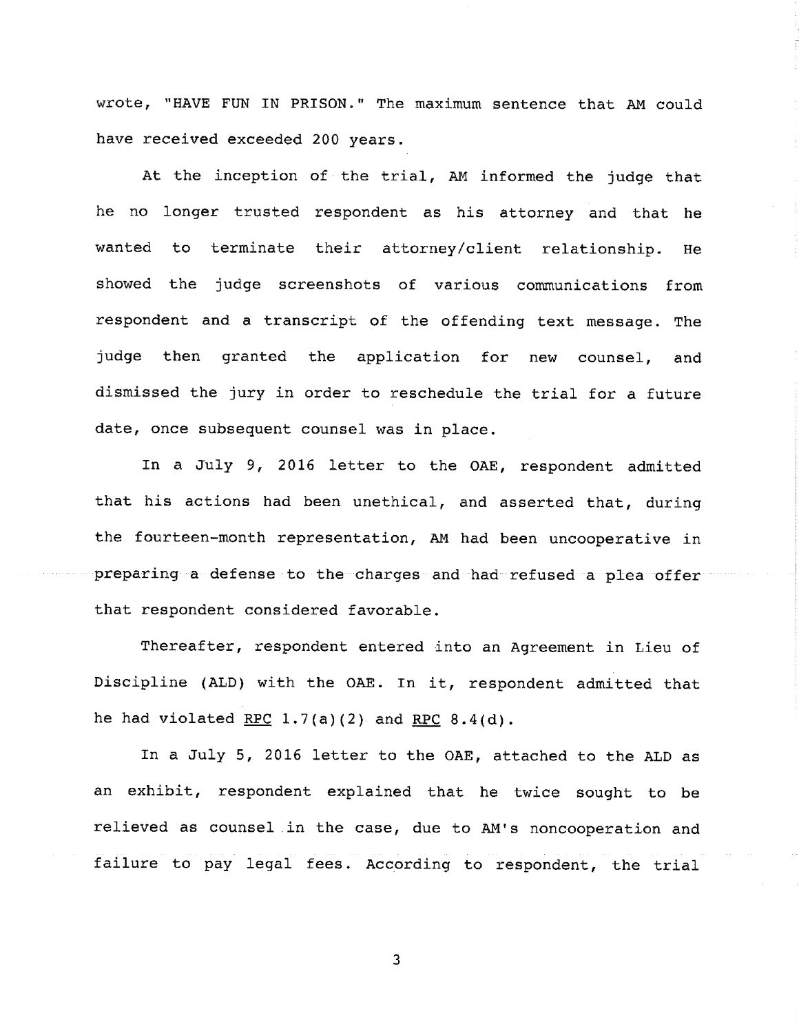wrote, "HAVE FUN IN PRISON." The maximum sentence that AM could have received exceeded 200 years.

At the inception of the trial, AM informed the judge that he no longer trusted respondent as his attorney and that he wanted to terminate their attorney/client relationship. He showed the judge screenshots of various communications from respondent and a transcript of the offending text message. The judge then granted the application for new counsel, and dismissed the jury in order to reschedule the trial for a future date, once subsequent counsel was in place.

In a July 9, 2016 letter to the OAE, respondent admitted that his actions had been unethical, and asserted that, during the fourteen-month representation, AM had been uncooperative in preparing a defense to the charges and had refused a plea offer that respondent considered favorable.

Thereafter, respondent entered into an Agreement in Lieu of Discipline (ALD) with the OAE. In it, respondent admitted that he had violated <u>RPC</u> 1.7(a)(2) and <u>RPC</u> 8.4(d).

In a July 5, 2016 letter to the OAE, attached to the ALD as an exhibit, respondent explained that he twice sought to be relieved as counsel in the case, due to AM's noncooperation and failure to pay legal fees. According to respondent, the trial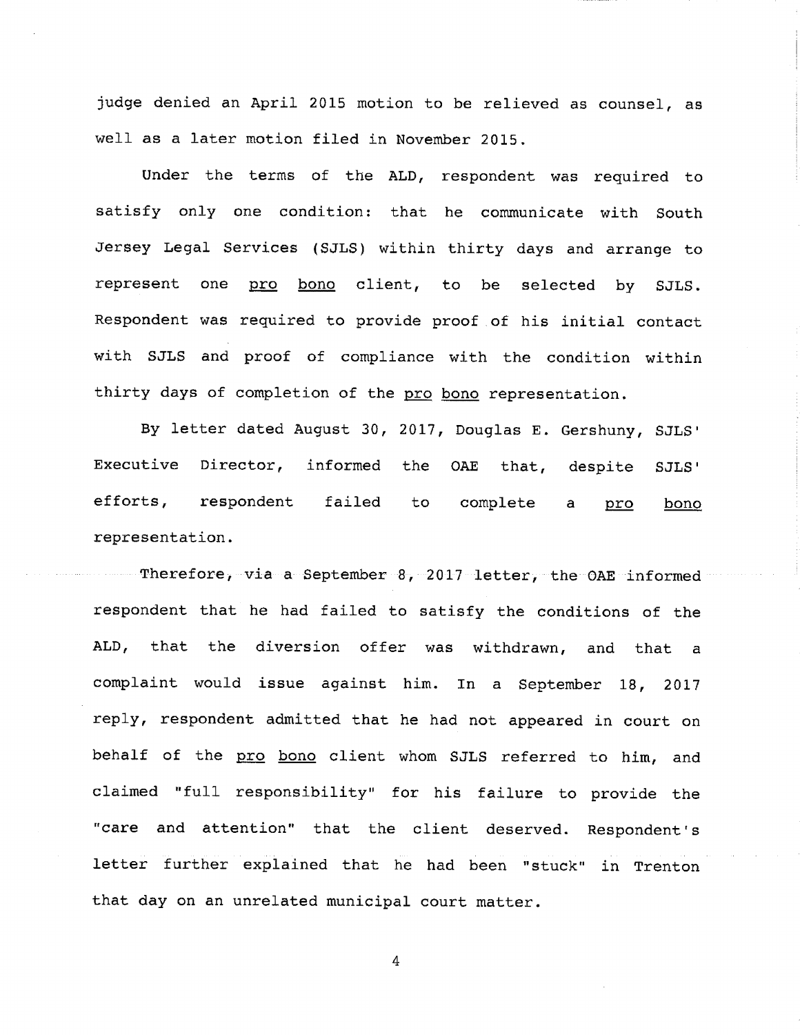judge denied an April 2015 motion to be relieved as counsel, as well as a later motion filed in November 2015.

Under the terms of the ALD, respondent was required to satisfy only one condition: that he communicate with South Jersey Legal Services (SJLS) within thirty days and arrange to represent one pro bono client, to be selected by SJLS. Respondent was required to provide proof of his initial contact with SJLS and proof of compliance with the condition within thirty days of completion of the pro bono representation.

By letter dated August 30, 2017, Douglas E. Gershuny, SJLS' Executive Director, informed the OAE that, despite SJLS' efforts, respondent failed to complete a pro bono representation.

Therefore, via a September 8, 2017 letter, the OAE informed respondent that he had failed to satisfy the conditions of the ALD, that the diversion offer was withdrawn, and that a complaint would issue against him. In a September 18, 2017 reply, respondent admitted that he had not appeared in court on behalf of the pro bono client whom SJLS referred to him, and claimed "full responsibility" for his failure to provide the "care and attention" that the client deserved. Respondent's letter further explained that he had been "stuck" in Trenton that day on an unrelated municipal court matter.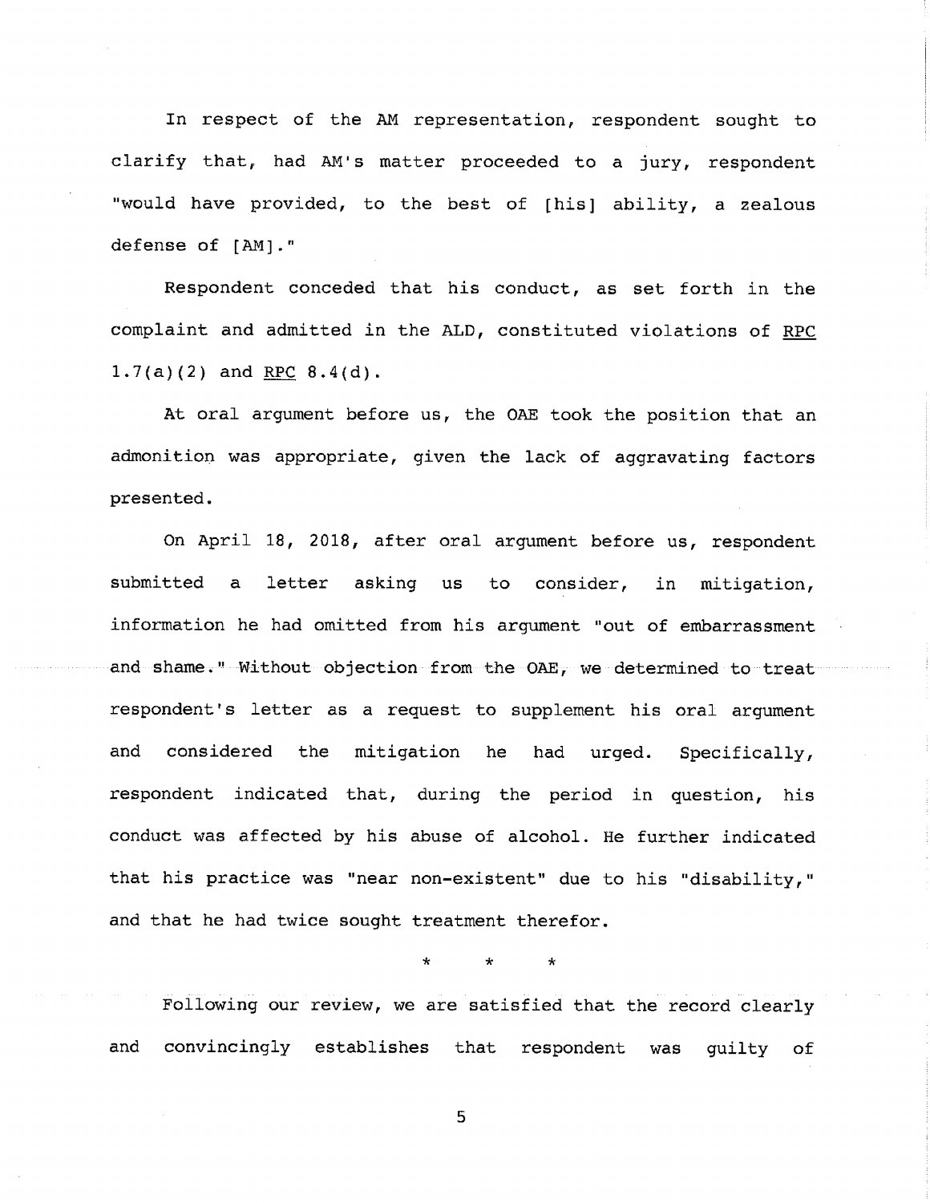In respect of the AM representation, respondent sought to clarify that, had AM's matter proceeded to a jury, respondent "would have provided, to the best of [his] ability, a zealous defense of [AM]."

Respondent conceded that his conduct, as set forth in the complaint and admitted in the ALD, constituted violations of RPC 1.7(a)(2) and RPC 8.4(d).

At oral argument before us, the OAE took the position that an admonition was appropriate, given the lack of aggravating factors presented.

On April 18, 2018, after oral argument before us, respondent submitted a letter asking us to consider, in mitigation, information he had omitted from his argument "out of embarrassment and shame." Without objection from the OAE, we determined to treat respondent's letter as a request to supplement his oral argument and considered the mitigation he had urged. Specifically, respondent indicated that, during the period in question, his conduct was affected by his abuse of alcohol. He further indicated that his practice was "near non-existent" due to his "disability," and that he had twice sought treatment therefor.

\* \* \*

Following our review, we are satisfied that the record clearly and convincingly establishes that respondent was guilty of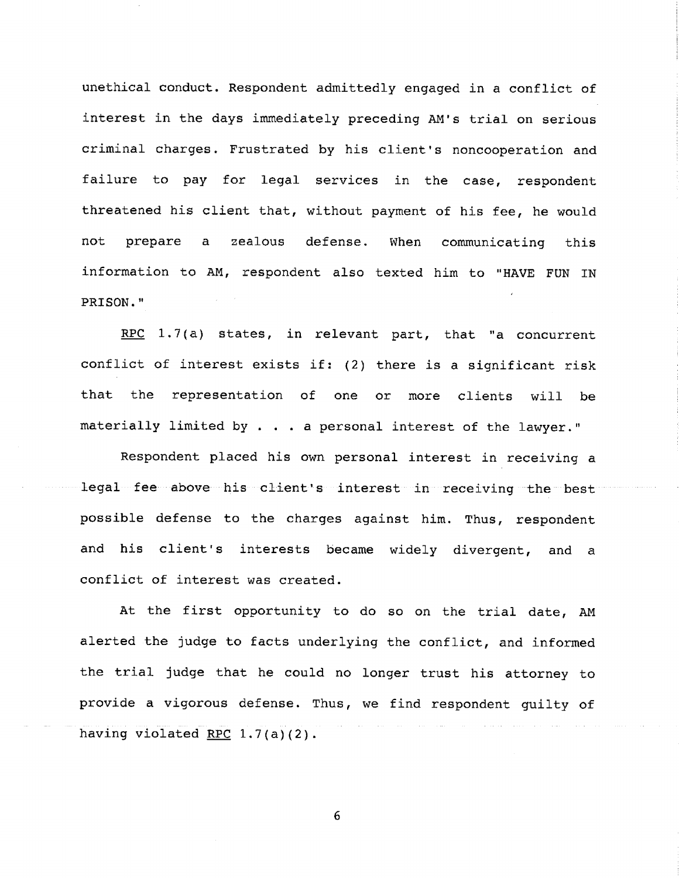unethical conduct. Respondent admittedly engaged in a conflict of interest in the days immediately preceding AM's trial on serious criminal charges. Frustrated by his client's noncooperation and failure to pay for legal services in the case, respondent threatened his client that, without payment of his fee, he would not prepare a zealous defense. When communicating this information to AM, respondent also texted him to "HAVE FUN IN PRISON."

RPC 1.7(a) states, in relevant part, that "a concurrent conflict of interest exists if: (2) there is a significant risk that the representation of one or more clients will be materially limited by . . . a personal interest of the lawyer."

Respondent placed his own personal interest in receiving a legal fee above his client's interest in receiving the best possible defense to the charges against him. Thus, respondent and his client's interests became widely divergent, and a conflict of interest was created.

At the first opportunity to do so on the trial date, AM alerted the judge to facts underlying the conflict, and informed the trial judge that he could no longer trust his attorney to provide a vigorous defense. Thus, we find respondent guilty of having violated RPC 1.7(a)(2).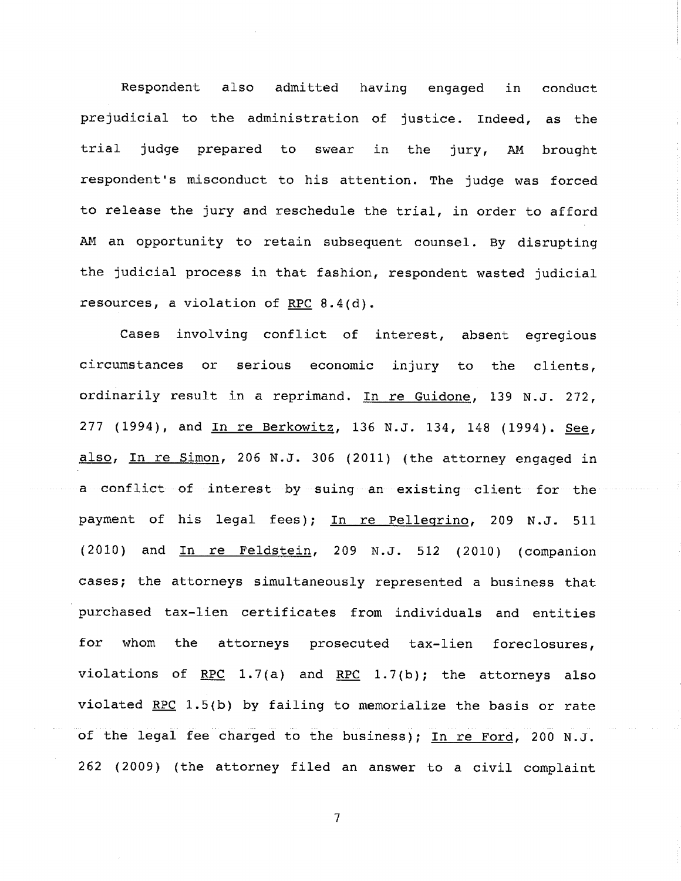Respondent also admitted having engaged in conduct prejudicial to the administration of justice. Indeed, as the trial judge prepared to swear in the jury, AM brought respondent's misconduct to his attention. The judge was forced to release the jury and reschedule the trial, in order to afford AM an opportunity to retain subsequent counsel. By disrupting the judicial process in that fashion, respondent wasted judicial resources, a violation of RPC 8.4(d).

Cases involving conflict of interest, absent egregious circumstances or serious economic injury to the clients, ordinarily result in a reprimand. In re Guidone, 139 N.J. 272, 277 (1994), and In re Berkowitz, 136 N.J. 134, 148 (1994). See, also, In re Simon, 206 N.J. 306 (2011) (the attorney engaged in a conflict of interest by suing an existing client for the payment of his legal fees); In re Pellegrino, 209 N.J. 511 (2010) and In re Feldstein, 209 N.J. 512 (2010) (companion cases; the attorneys simultaneously represented a business that purchased tax-lien certificates from individuals and entities for whom the attorneys prosecuted tax-lien foreclosures, violations of RPC 1.7(a) and RPC 1.7(b); the attorneys also violated RPC 1.5(b) by failing to memorialize the basis or rate of the legal fee charged to the business); In re Ford, 200 N.J. 262 (2009) (the attorney filed an answer to a civil complaint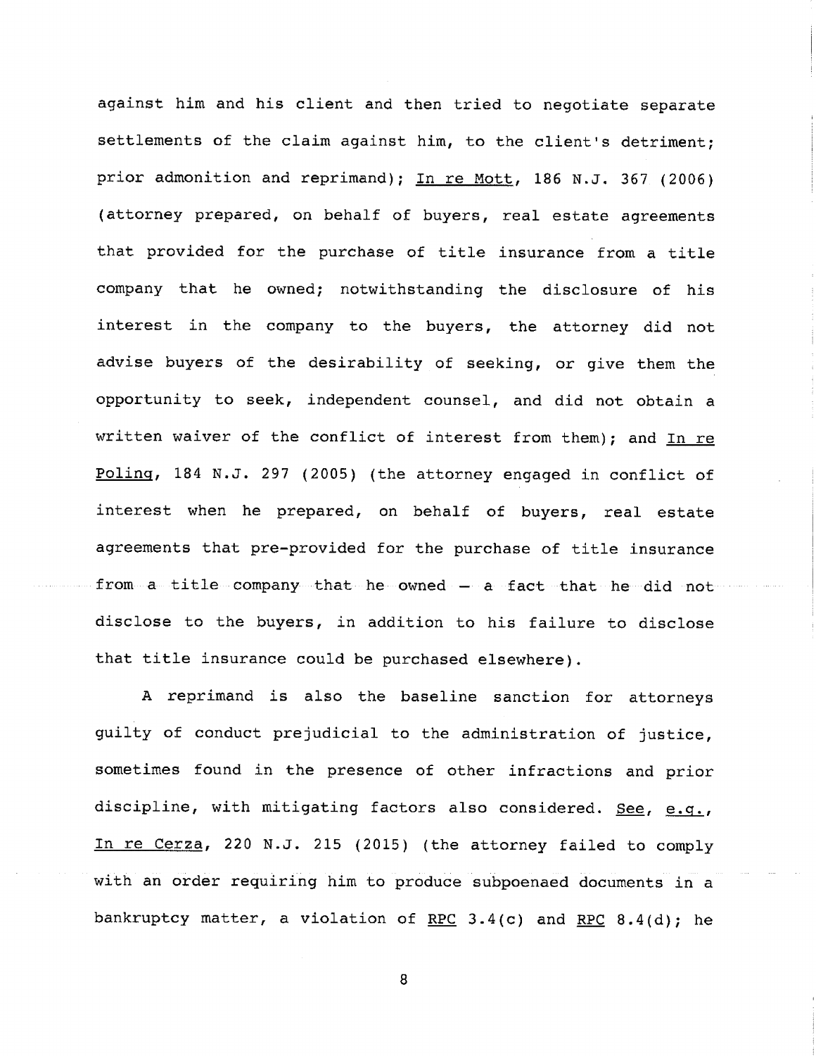against him and his client and then tried to negotiate separate settlements of the claim against him, to the client's detriment; prior admonition and reprimand); In re Mott, 186 N.J. 367 (2006) (attorney prepared, on behalf of buyers, real estate agreements that provided for the purchase of title insurance from a title company that he owned; notwithstanding the disclosure of his interest in the company to the buyers, the attorney did not advise buyers of the desirability of seeking, or give them the opportunity to seek, independent counsel, and did not obtain a written waiver of the conflict of interest from them); and In re Poling, 184 N.J. 297 (2005) (the attorney engaged in conflict of interest when he prepared, on behalf of buyers, real estate agreements that pre-provided for the purchase of title insurance from a title company that he owned – a fact that he did not disclose to the buyers, in addition to his failure to disclose that title insurance could be purchased elsewhere).

A reprimand is also the baseline sanction for attorneys guilty of conduct prejudicial to the administration of justice, sometimes found in the presence of other infractions and prior discipline, with mitigating factors also considered. See, e.g., In re Cerza, 220 N.J. 215 (2015) (the attorney failed to comply with an order requiring him to produce subpoenaed documents in a bankruptcy matter, a violation of RPC 3.4(c) and RPC 8.4(d); he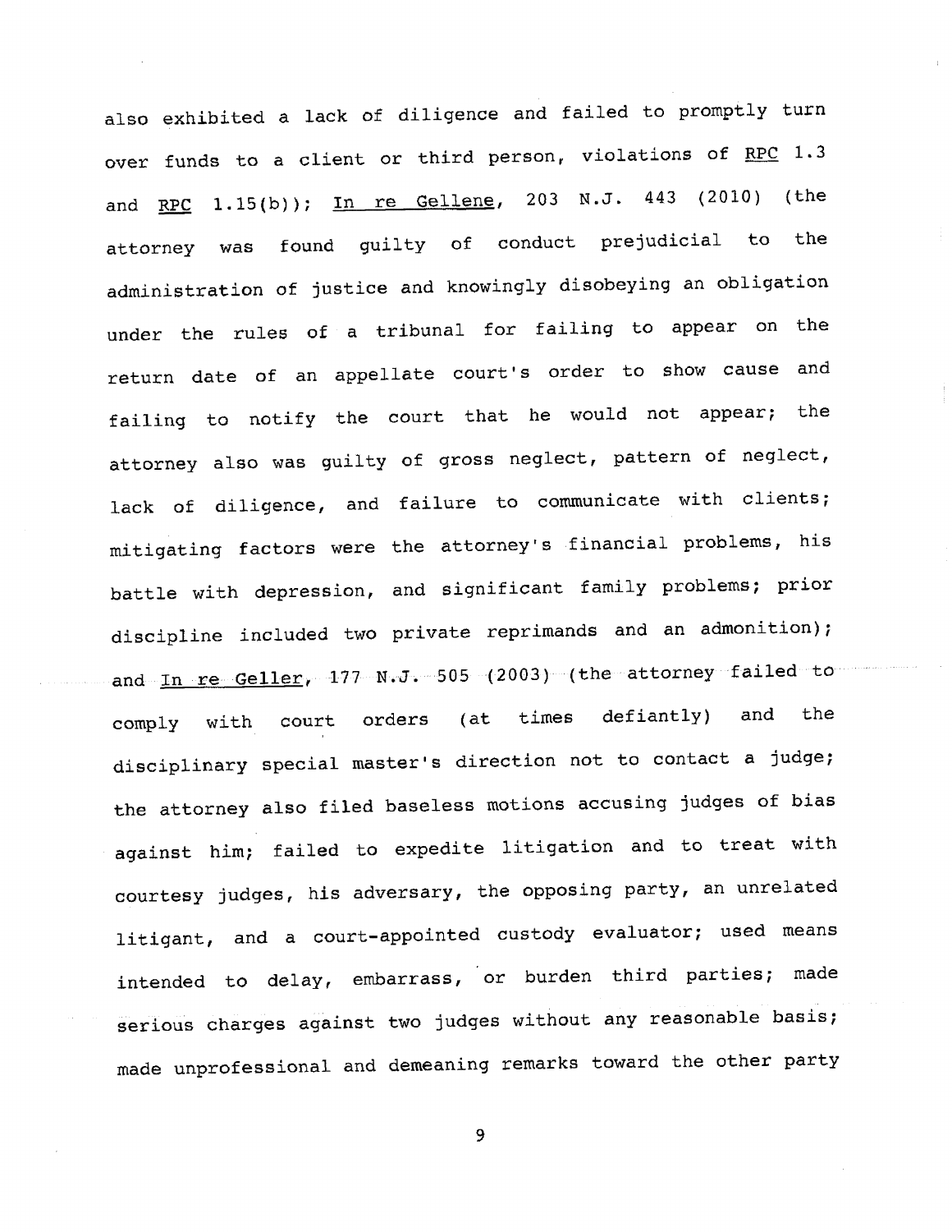also exhibited a lack of diligence and failed to promptly turn over funds to a client or third person, violations of RPC 1.3 and RPC 1.15(b)); In re Gellene, 203 N.J. 443 (2010) (the attorney was found guilty of conduct prejudicial to the administration of justice and knowingly disobeying an obligation under the rules of a tribunal for failing to appear on the return date of an appellate court's order to show cause and failing to notify the court that he would not appear; the attorney also was guilty of gross neglect, pattern of neglect, lack of diligence, and failure to communicate with clients; mitigating factors were the attorney's financial problems, his battle with depression, and significant family problems; prior discipline included two private reprimands and an admonition); and In re Geller, 177 N.J. 505 (2003) (the attorney failed to comply with court orders (at times defiantly) and the disciplinary special master's direction not to contact a judge; the attorney also filed baseless motions accusing judges of bias against him; failed to expedite litigation and to treat with courtesy judges, his adversary, the opposing party, an unrelated litigant, and a court-appointed custody evaluator; used means intended to delay, embarrass, or burden third parties; made serious charges against two judges without any reasonable basis; made unprofessional and demeaning remarks toward the other party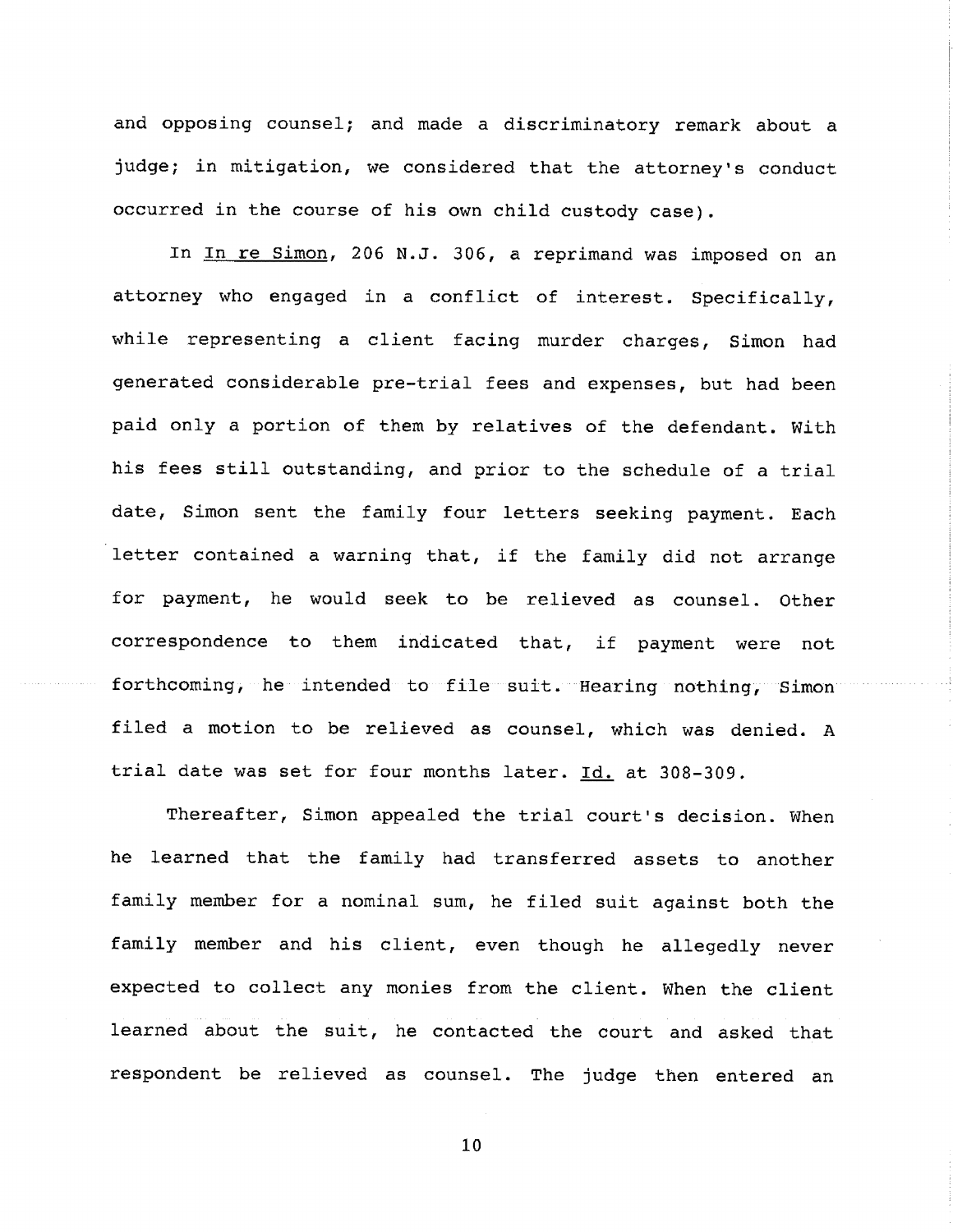and opposing counsel; and made a discriminatory remark about a judge; in mitigation, we considered that the attorney's conduct occurred in the course of his own child custody case).

In In re Simon, 206 N.J. 306, a reprimand was imposed on an attorney who engaged in a conflict of interest. Specifically, while representing a client facing murder charges, Simon had generated considerable pre-trial fees and expenses, but had been paid only a portion of them by relatives of the defendant. With his fees still outstanding, and prior to the schedule of a trial date, Simon sent the family four letters seeking payment. Each letter contained a warning that, if the family did not arrange for payment, he would seek to be relieved as counsel. Other correspondence to them indicated that, if payment were not forthcoming, he intended to file suit. Hearing nothing, Simon filed a motion to be relieved as counsel, which was denied. A trial date was set for four months later. Id. at 308-309.

Thereafter, Simon appealed the trial court's decision. When he learned that the family had transferred assets to another family member for a nominal sum, he filed suit against both the family member and his client, even though he allegedly never expected to collect any monies from the client. When the client learned about the suit, he contacted the court and asked that respondent be relieved as counsel. The judge then entered an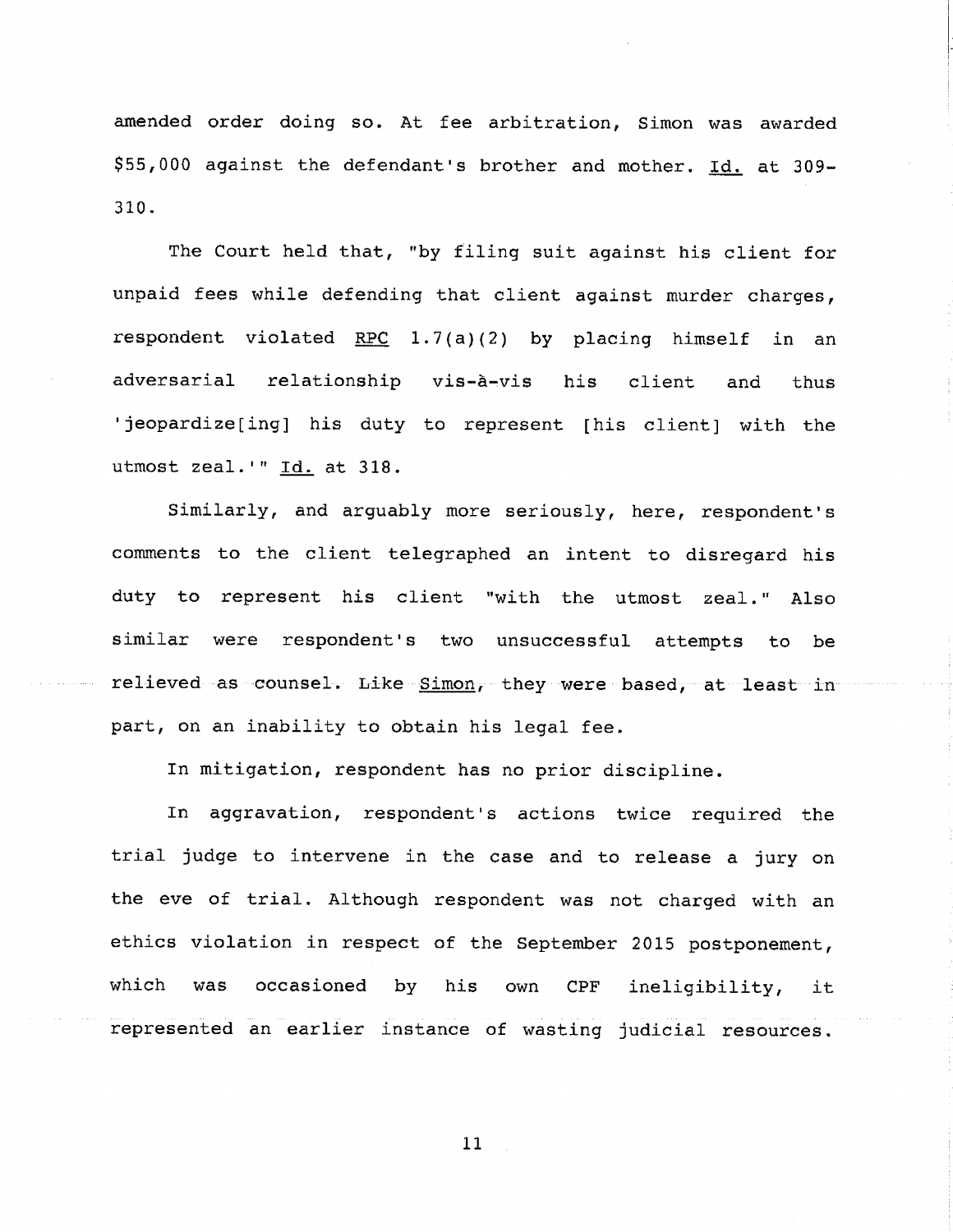amended order doing so. At fee arbitration, Simon was awarded $55,000 against the defendant's brother and mother. Id. at 309-310.

The Court held that, "by filing suit against his client for unpaid fees while defending that client against murder charges, respondent violated RPC 1.7(a)(2) by placing himself in an adversarial relationship vis-à-vis his client and thus 'jeopardize[ing] his duty to represent [his client] with the utmost zeal.'" Id. at 318.

Similarly, and arguably more seriously, here, respondent's comments to the client telegraphed an intent to disregard his duty to represent his client "with the utmost zeal." Also similar were respondent's two unsuccessful attempts to be relieved as counsel. Like Simon, they were based, at least in part, on an inability to obtain his legal fee.

In mitigation, respondent has no prior discipline.

In aggravation, respondent's actions twice required the trial judge to intervene in the case and to release a jury on the eve of trial. Although respondent was not charged with an ethics violation in respect of the September 2015 postponement, which was occasioned by his own CPF ineligibility, it represented an earlier instance of wasting judicial resources.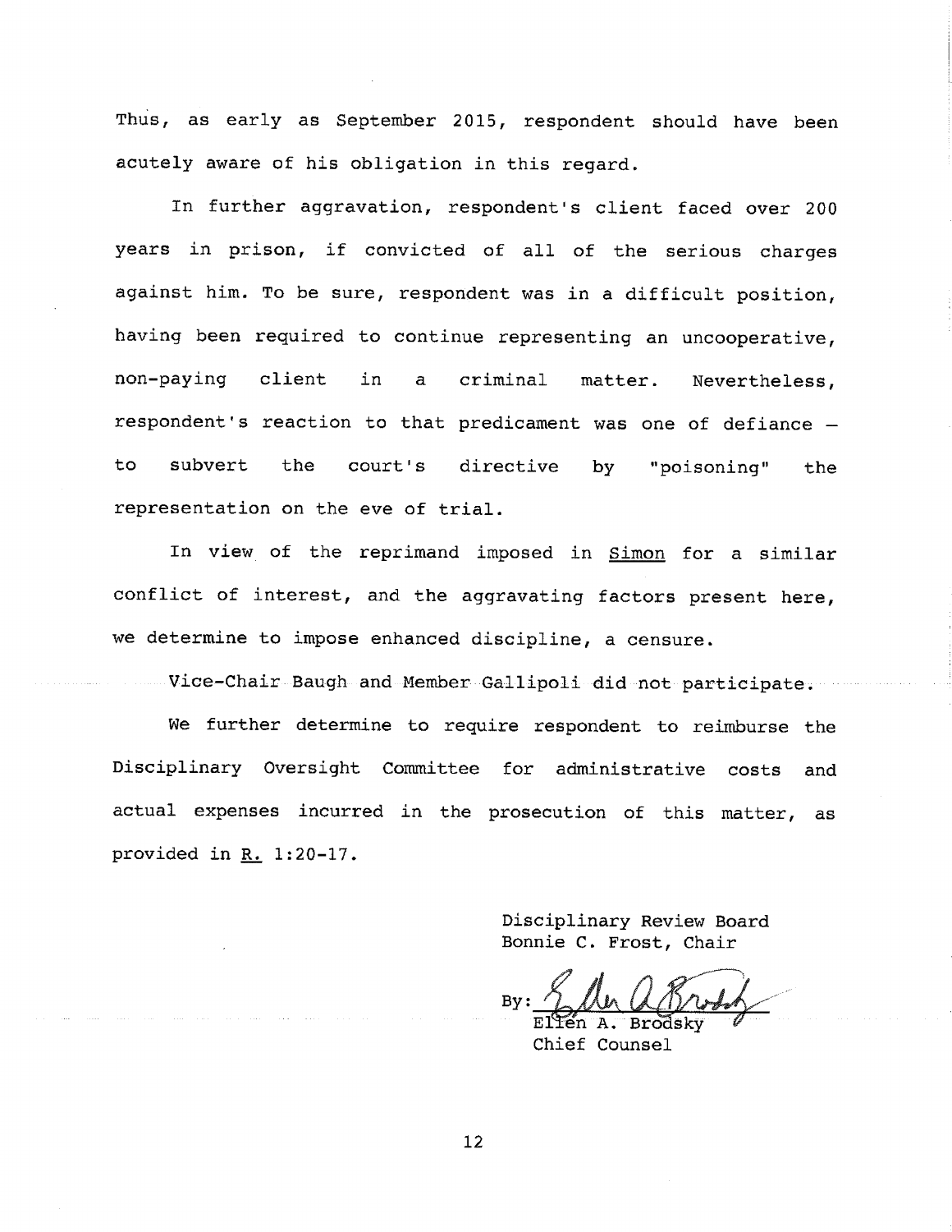Thus, as early as September 2015, respondent should have been acutely aware of his obligation in this regard.

In further aggravation, respondent's client faced over 200 years in prison, if convicted of all of the serious charges against him. To be sure, respondent was in a difficult position, having been required to continue representing an uncooperative, non-paying client in a criminal matter. Nevertheless, respondent's reaction to that predicament was one of defiance – to subvert the court's directive by "poisoning" the representation on the eve of trial.

In view of the reprimand imposed in Simon for a similar conflict of interest, and the aggravating factors present here, we determine to impose enhanced discipline, a censure.

Vice-Chair Baugh and Member Gallipoli did not participate.

We further determine to require respondent to reimburse the Disciplinary Oversight Committee for administrative costs and actual expenses incurred in the prosecution of this matter, as provided in R. 1:20-17.

Disciplinary Review Board
Bonnie C. Frost, Chair

By: Ellen A. Brodsky
Chief Counsel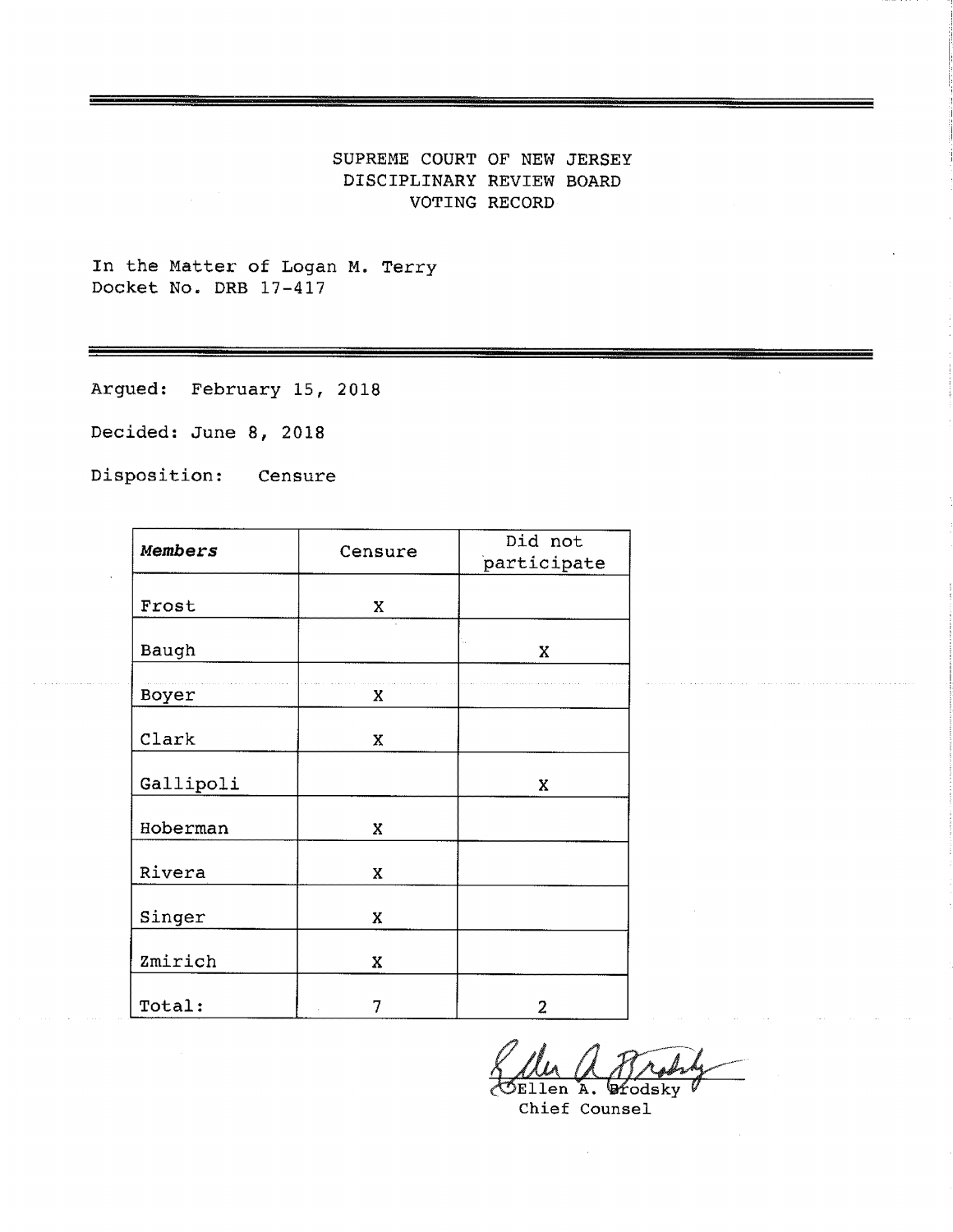SUPREME COURT OF NEW JERSEY
DISCIPLINARY REVIEW BOARD
VOTING RECORD

In the Matter of Logan M. Terry
Docket No. DRB 17-417

Argued: February 15, 2018

Decided: June 8, 2018

Disposition: Censure

| *Members* | Censure | Did not participate |
|---|---|---|
| Frost | X | |
| Baugh | | X |
| Boyer | X | |
| Clark | X | |
| Gallipoli | | X |
| Hoberman | X | |
| Rivera | X | |
| Singer | X | |
| Zmirich | X | |
| Total: | 7 | 2 |

Ellen A. Brodsky
Chief Counsel